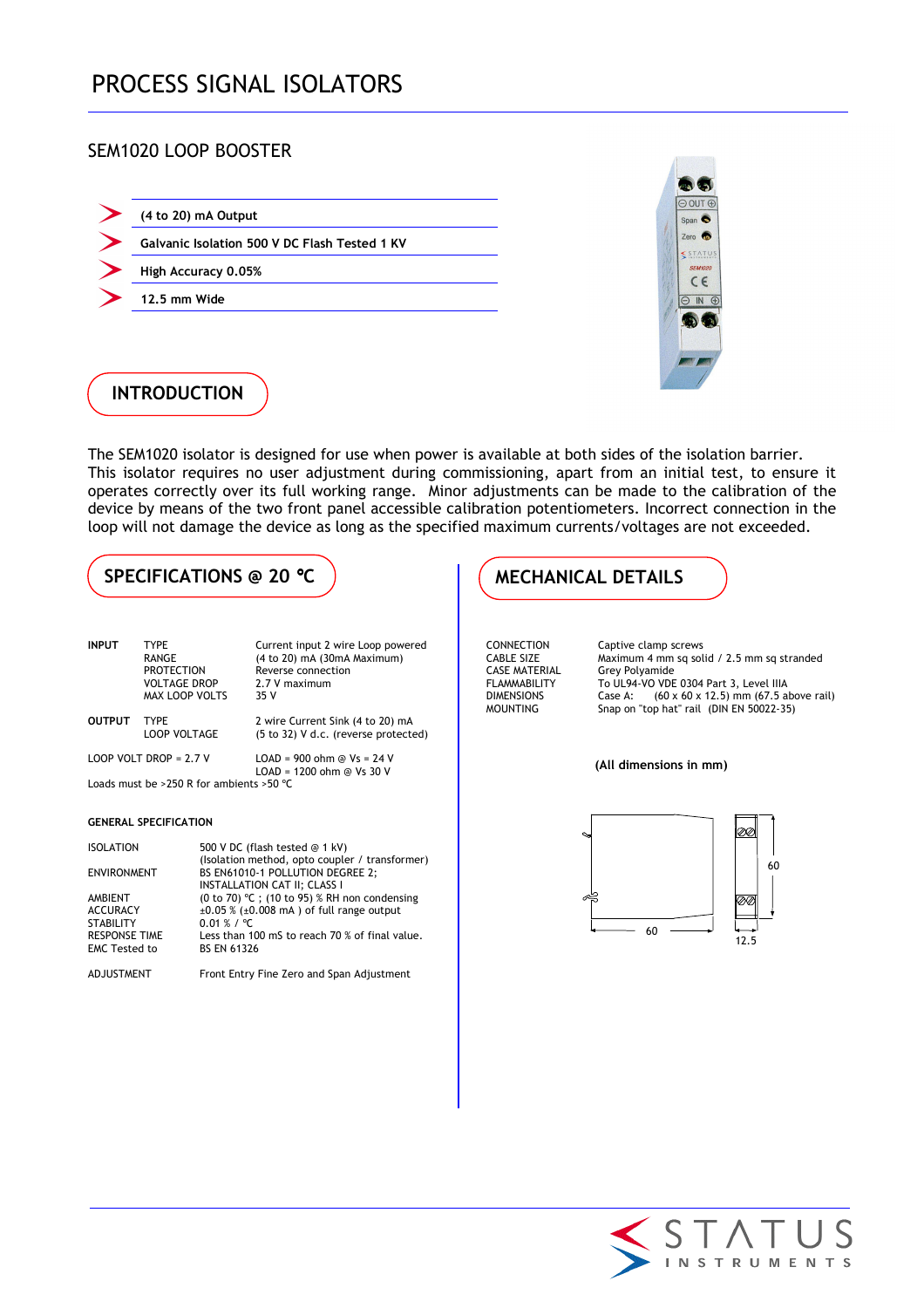# PROCESS SIGNAL ISOLATORS

## SEM1020 LOOP BOOSTER

- **(4 to 20) mA Output**
- **Galvanic Isolation 500 V DC Flash Tested 1 KV**
- **High Accuracy 0.05%**
- **12.5 mm Wide**

## INTRODUCTION

The SEM1020 isolator is designed for use when power is available at both sides of the isolation barrier. This isolator requires no user adjustment during commissioning, apart from an initial test, to ensure it operates correctly over its full working range. Minor adjustments can be made to the calibration of the device by means of the two front panel accessible calibration potentiometers. Incorrect connection in the loop will not damage the device as long as the specified maximum currents/voltages are not exceeded.

## SPECIFICATIONS @ 20 °C

| | | |
|---|---|---|
| **INPUT** | TYPE | Current input 2 wire Loop powered |
| | RANGE | (4 to 20) mA (30mA Maximum) |
| | PROTECTION | Reverse connection |
| | VOLTAGE DROP | 2.7 V maximum |
| | MAX LOOP VOLTS | 35 V |
| **OUTPUT** | TYPE | 2 wire Current Sink (4 to 20) mA |
| | LOOP VOLTAGE | (5 to 32) V d.c. (reverse protected) |

LOOP VOLT DROP = 2.7 V — LOAD = 900 ohm @ Vs = 24 V; LOAD = 1200 ohm @ Vs 30 V

Loads must be >250 R for ambients >50 °C

### GENERAL SPECIFICATION

| | |
|---|---|
| ISOLATION | 500 V DC (flash tested @ 1 kV) (Isolation method, opto coupler / transformer) |
| ENVIRONMENT | BS EN61010-1 POLLUTION DEGREE 2; INSTALLATION CAT II; CLASS I |
| AMBIENT | (0 to 70) °C ; (10 to 95) % RH non condensing |
| ACCURACY | ±0.05 % (±0.008 mA ) of full range output |
| STABILITY | 0.01 % / °C |
| RESPONSE TIME | Less than 100 mS to reach 70 % of final value. |
| EMC Tested to | BS EN 61326 |
| ADJUSTMENT | Front Entry Fine Zero and Span Adjustment |

## MECHANICAL DETAILS

| | |
|---|---|
| CONNECTION | Captive clamp screws |
| CABLE SIZE | Maximum 4 mm sq solid / 2.5 mm sq stranded |
| CASE MATERIAL | Grey Polyamide |
| FLAMMABILITY | To UL94-VO VDE 0304 Part 3, Level IIIA |
| DIMENSIONS | Case A: (60 x 60 x 12.5) mm (67.5 above rail) |
| MOUNTING | Snap on "top hat" rail (DIN EN 50022-35) |

**(All dimensions in mm)**

60 — 60 — 12.5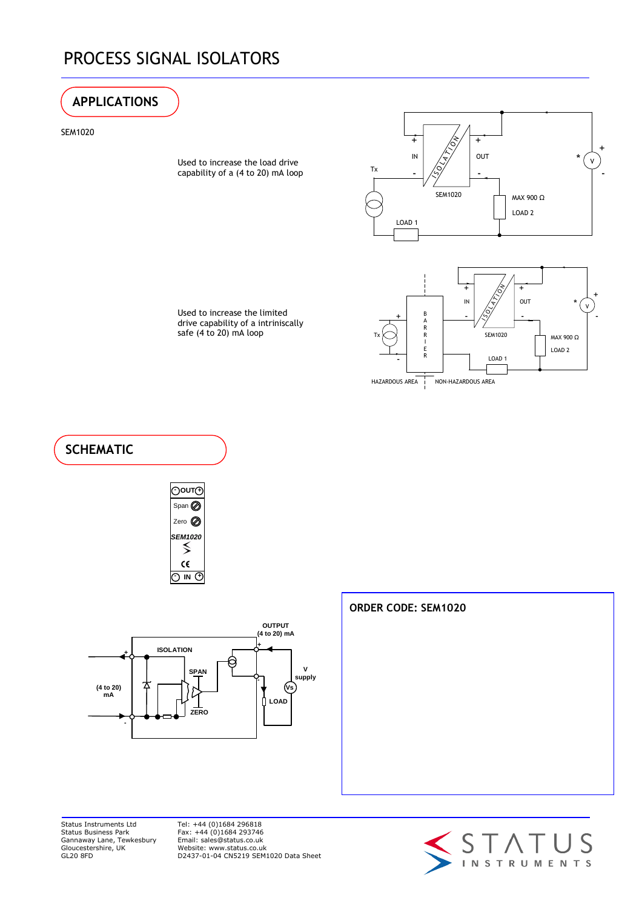# PROCESS SIGNAL ISOLATORS

## APPLICATIONS

SEM1020

Used to increase the load drive capability of a (4 to 20) mA loop

IN
OUT
ISOLATION
Tx
SEM1020
MAX 900 Ω
LOAD 2
LOAD 1
V
*

Used to increase the limited drive capability of a intriniscally safe (4 to 20) mA loop

BARRIER
Tx
IN
OUT
ISOLATION
SEM1020
MAX 900 Ω
LOAD 2
LOAD 1
V
*
HAZARDOUS AREA
NON-HAZARDOUS AREA

## SCHEMATIC

OUT
Span
Zero
SEM1020
IN

OUTPUT (4 to 20) mA
ISOLATION
SPAN
ZERO
(4 to 20) mA
V supply
Vs
LOAD

## ORDER CODE: SEM1020

Status Instruments Ltd
Status Business Park
Gannaway Lane, Tewkesbury
Gloucestershire, UK
GL20 8FD

Tel: +44 (0)1684 296818
Fax: +44 (0)1684 293746
Email: sales@status.co.uk
Website: www.status.co.uk
D2437-01-04 CN5219 SEM1020 Data Sheet

STATUS INSTRUMENTS